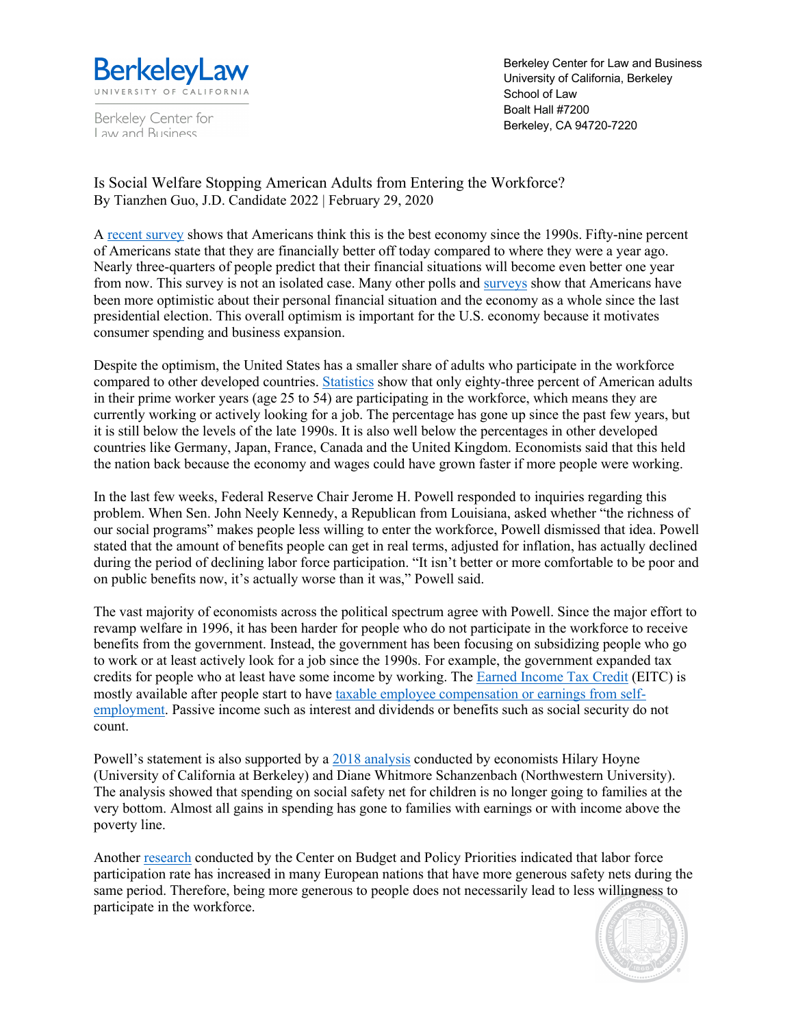Berkeley Center for Law and Business
University of California, Berkeley
School of Law
Boalt Hall #7200
Berkeley, CA 94720-7220

# Is Social Welfare Stopping American Adults from Entering the Workforce?

By Tianzhen Guo, J.D. Candidate 2022 | February 29, 2020

A recent survey shows that Americans think this is the best economy since the 1990s. Fifty-nine percent of Americans state that they are financially better off today compared to where they were a year ago. Nearly three-quarters of people predict that their financial situations will become even better one year from now. This survey is not an isolated case. Many other polls and surveys show that Americans have been more optimistic about their personal financial situation and the economy as a whole since the last presidential election. This overall optimism is important for the U.S. economy because it motivates consumer spending and business expansion.

Despite the optimism, the United States has a smaller share of adults who participate in the workforce compared to other developed countries. Statistics show that only eighty-three percent of American adults in their prime worker years (age 25 to 54) are participating in the workforce, which means they are currently working or actively looking for a job. The percentage has gone up since the past few years, but it is still below the levels of the late 1990s. It is also well below the percentages in other developed countries like Germany, Japan, France, Canada and the United Kingdom. Economists said that this held the nation back because the economy and wages could have grown faster if more people were working.

In the last few weeks, Federal Reserve Chair Jerome H. Powell responded to inquiries regarding this problem. When Sen. John Neely Kennedy, a Republican from Louisiana, asked whether "the richness of our social programs" makes people less willing to enter the workforce, Powell dismissed that idea. Powell stated that the amount of benefits people can get in real terms, adjusted for inflation, has actually declined during the period of declining labor force participation. "It isn't better or more comfortable to be poor and on public benefits now, it's actually worse than it was," Powell said.

The vast majority of economists across the political spectrum agree with Powell. Since the major effort to revamp welfare in 1996, it has been harder for people who do not participate in the workforce to receive benefits from the government. Instead, the government has been focusing on subsidizing people who go to work or at least actively look for a job since the 1990s. For example, the government expanded tax credits for people who at least have some income by working. The Earned Income Tax Credit (EITC) is mostly available after people start to have taxable employee compensation or earnings from self-employment. Passive income such as interest and dividends or benefits such as social security do not count.

Powell's statement is also supported by a 2018 analysis conducted by economists Hilary Hoyne (University of California at Berkeley) and Diane Whitmore Schanzenbach (Northwestern University). The analysis showed that spending on social safety net for children is no longer going to families at the very bottom. Almost all gains in spending has gone to families with earnings or with income above the poverty line.

Another research conducted by the Center on Budget and Policy Priorities indicated that labor force participation rate has increased in many European nations that have more generous safety nets during the same period. Therefore, being more generous to people does not necessarily lead to less willingness to participate in the workforce.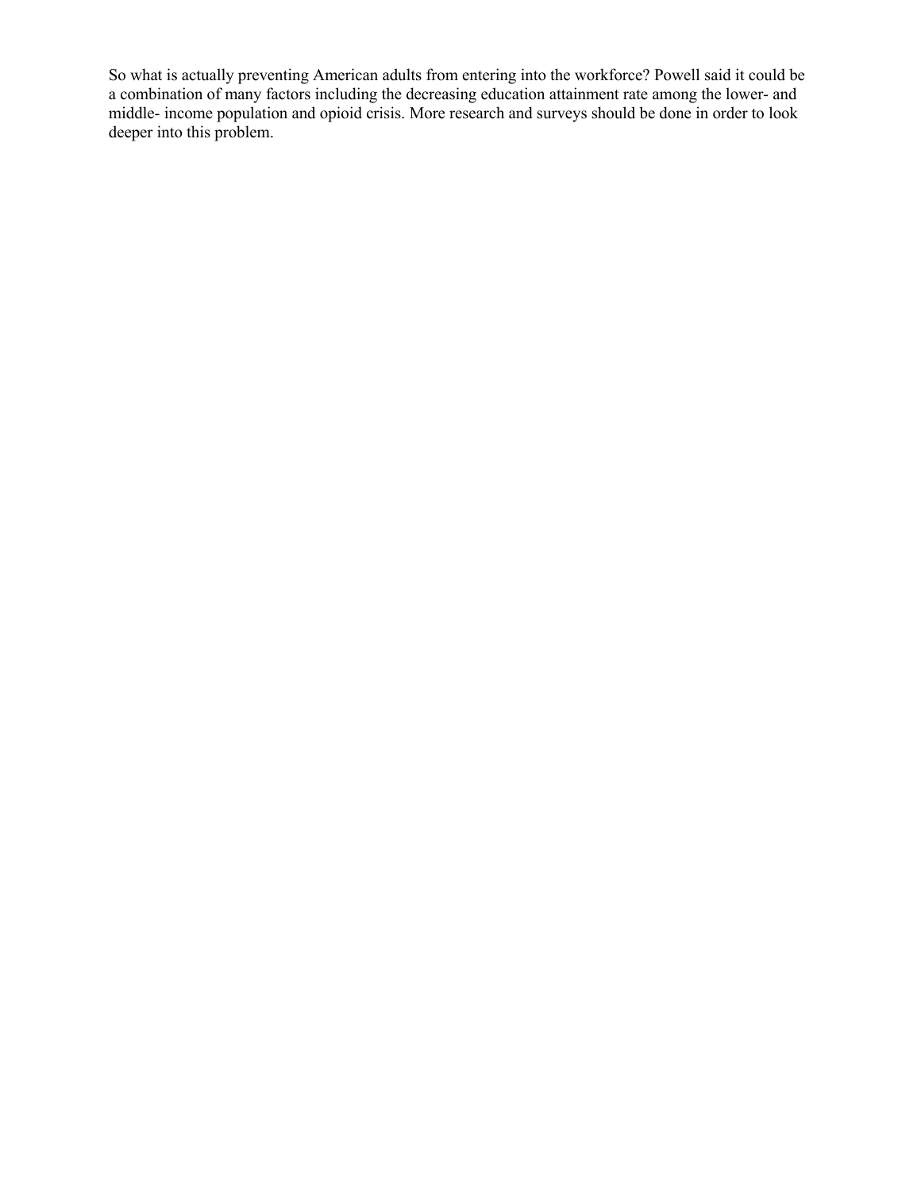So what is actually preventing American adults from entering into the workforce? Powell said it could be a combination of many factors including the decreasing education attainment rate among the lower- and middle- income population and opioid crisis. More research and surveys should be done in order to look deeper into this problem.